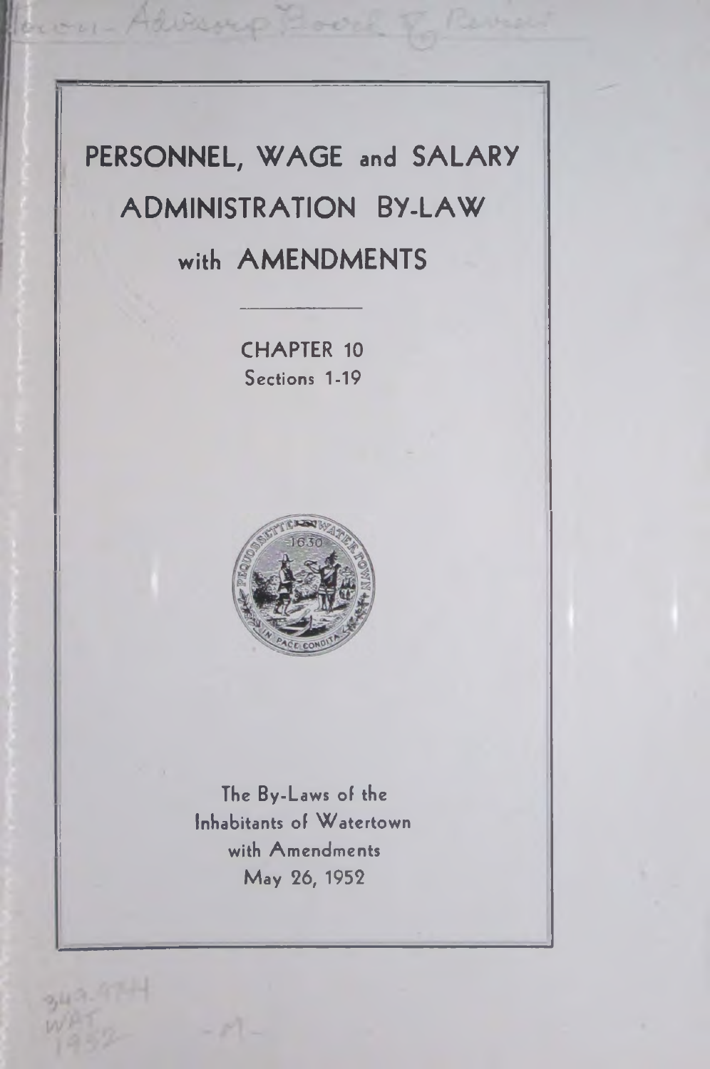# PERSONNEL, WAGE and SALARY ADMINISTRATION BY-LAW with AMENDMENTS

CHAPTER 10
Sections 1-19

The By-Laws of the
Inhabitants of Watertown
with Amendments
May 26, 1952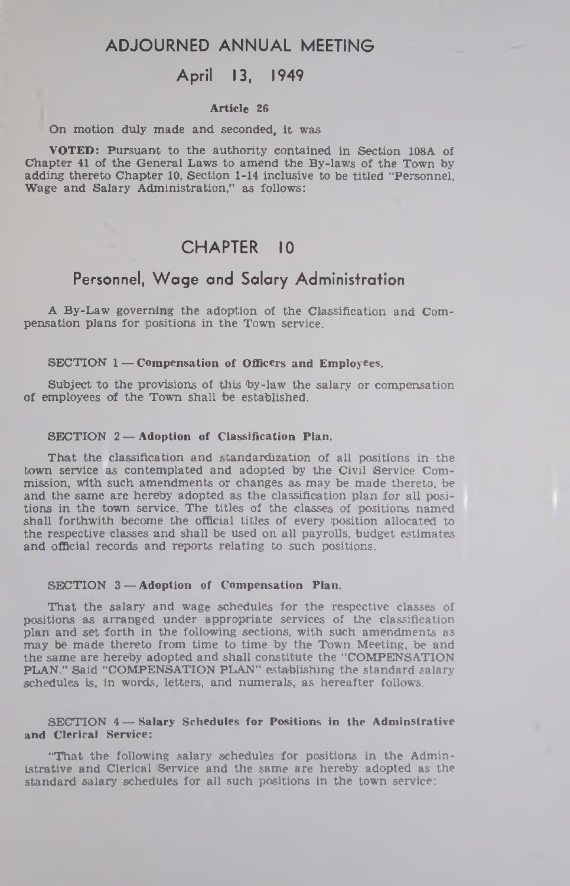## ADJOURNED ANNUAL MEETING

## April 13, 1949

**Article 26**

On motion duly made and seconded, it was

**VOTED:** Pursuant to the authority contained in Section 108A of Chapter 41 of the General Laws to amend the By-laws of the Town by adding thereto Chapter 10, Section 1-14 inclusive to be titled "Personnel, Wage and Salary Administration," as follows:

# CHAPTER 10

## Personnel, Wage and Salary Administration

A By-Law governing the adoption of the Classification and Compensation plans for positions in the Town service.

### SECTION 1 — Compensation of Officers and Employees.

Subject to the provisions of this by-law the salary or compensation of employees of the Town shall be established.

### SECTION 2 — Adoption of Classification Plan.

That the classification and standardization of all positions in the town service as contemplated and adopted by the Civil Service Commission, with such amendments or changes as may be made thereto, be and the same are hereby adopted as the classification plan for all positions in the town service. The titles of the classes of positions named shall forthwith become the official titles of every position allocated to the respective classes and shall be used on all payrolls, budget estimates and official records and reports relating to such positions.

### SECTION 3 — Adoption of Compensation Plan.

That the salary and wage schedules for the respective classes of positions as arranged under appropriate services of the classification plan and set forth in the following sections, with such amendments as may be made thereto from time to time by the Town Meeting, be and the same are hereby adopted and shall constitute the "COMPENSATION PLAN." Said "COMPENSATION PLAN" establishing the standard salary schedules is, in words, letters, and numerals, as hereafter follows.

### SECTION 4 — Salary Schedules for Positions in the Adminstrative and Clerical Service:

"That the following salary schedules for positions in the Administrative and Clerical Service and the same are hereby adopted as the standard salary schedules for all such positions in the town service: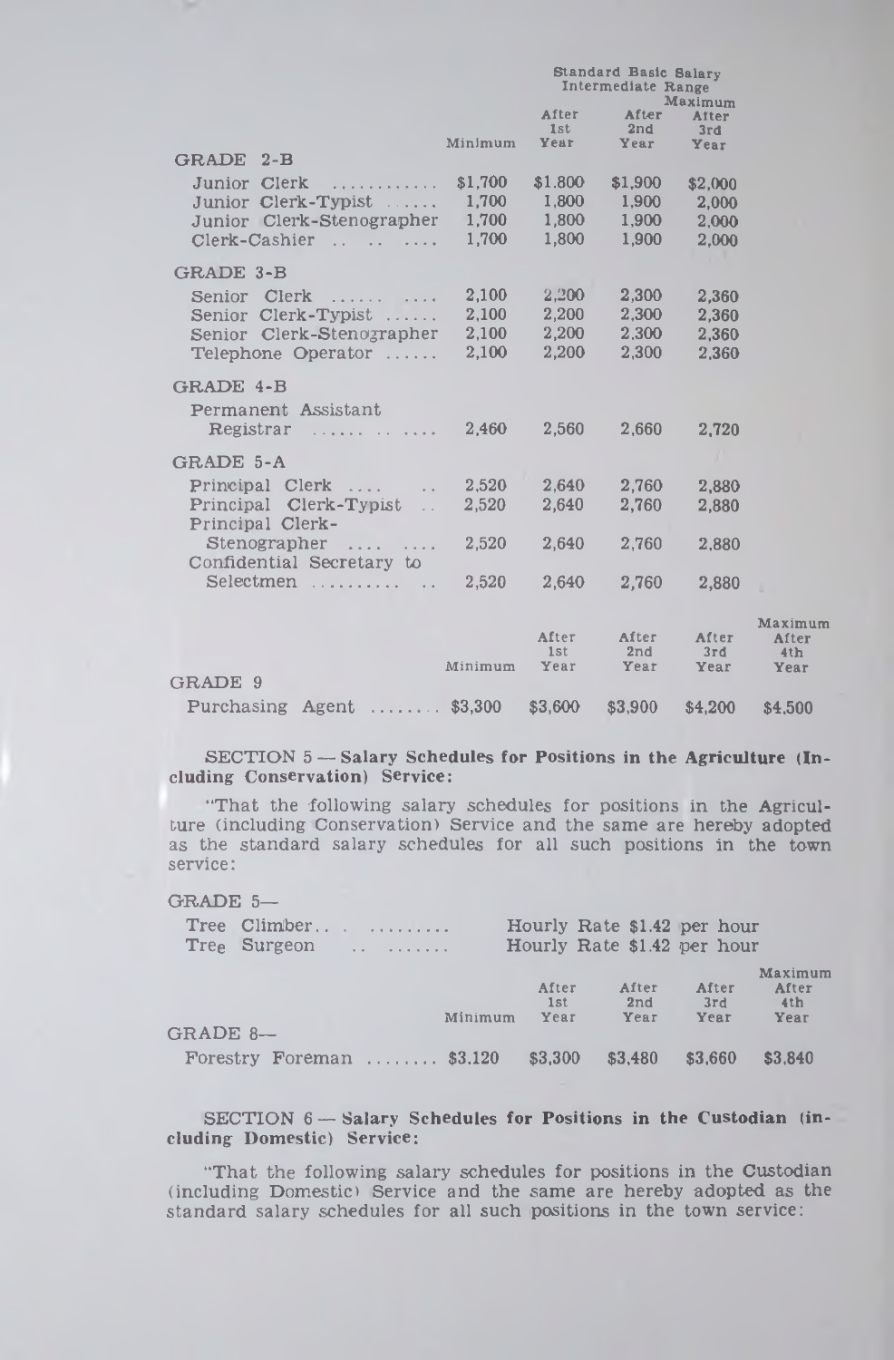| | Minimum | After 1st Year | After 2nd Year | Maximum After 3rd Year |
|---|---|---|---|---|
| | | Standard Basic Salary Intermediate Range | | |
| **GRADE 2-B** | | | | |
| Junior Clerk | $1,700 | $1,800 | $1,900 | $2,000 |
| Junior Clerk-Typist | 1,700 | 1,800 | 1,900 | 2,000 |
| Junior Clerk-Stenographer | 1,700 | 1,800 | 1,900 | 2,000 |
| Clerk-Cashier | 1,700 | 1,800 | 1,900 | 2,000 |
| **GRADE 3-B** | | | | |
| Senior Clerk | 2,100 | 2,200 | 2,300 | 2,360 |
| Senior Clerk-Typist | 2,100 | 2,200 | 2,300 | 2,360 |
| Senior Clerk-Stenographer | 2,100 | 2,200 | 2,300 | 2,360 |
| Telephone Operator | 2,100 | 2,200 | 2,300 | 2,360 |
| **GRADE 4-B** | | | | |
| Permanent Assistant Registrar | 2,460 | 2,560 | 2,660 | 2,720 |
| **GRADE 5-A** | | | | |
| Principal Clerk | 2,520 | 2,640 | 2,760 | 2,880 |
| Principal Clerk-Typist | 2,520 | 2,640 | 2,760 | 2,880 |
| Principal Clerk-Stenographer | 2,520 | 2,640 | 2,760 | 2,880 |
| Confidential Secretary to Selectmen | 2,520 | 2,640 | 2,760 | 2,880 |

| | Minimum | After 1st Year | After 2nd Year | After 3rd Year | Maximum After 4th Year |
|---|---|---|---|---|---|
| **GRADE 9** | | | | | |
| Purchasing Agent | $3,300 | $3,600 | $3,900 | $4,200 | $4,500 |

**SECTION 5 — Salary Schedules for Positions in the Agriculture (Including Conservation) Service:**

"That the following salary schedules for positions in the Agriculture (including Conservation) Service and the same are hereby adopted as the standard salary schedules for all such positions in the town service:

GRADE 5—

Tree Climber ........ Hourly Rate $1.42 per hour

Tree Surgeon ........ Hourly Rate $1.42 per hour

| | Minimum | After 1st Year | After 2nd Year | After 3rd Year | Maximum After 4th Year |
|---|---|---|---|---|---|
| **GRADE 8—** | | | | | |
| Forestry Foreman | $3,120 | $3,300 | $3,480 | $3,660 | $3,840 |

**SECTION 6 — Salary Schedules for Positions in the Custodian (including Domestic) Service:**

"That the following salary schedules for positions in the Custodian (including Domestic) Service and the same are hereby adopted as the standard salary schedules for all such positions in the town service: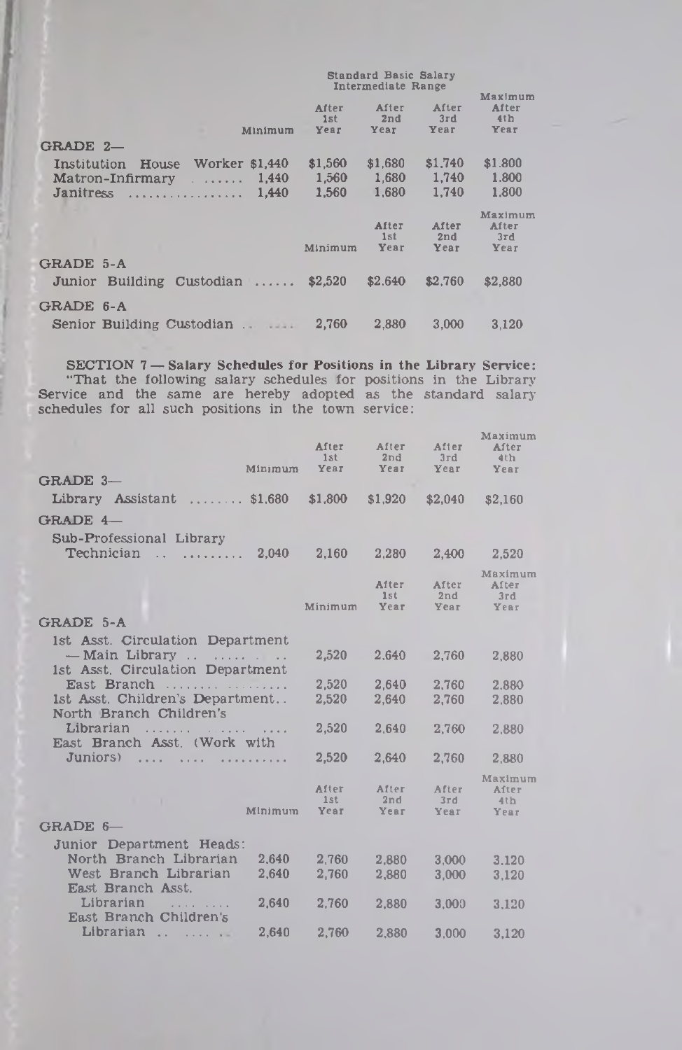| | Minimum | Standard Basic Salary Intermediate Range After 1st Year | After 2nd Year | After 3rd Year | Maximum After 4th Year |
|---|---|---|---|---|---|
| **GRADE 2—** | | | | | |
| Institution House Worker | $1,440 | $1,560 | $1,680 | $1,740 | $1,800 |
| Matron-Infirmary | 1,440 | 1,560 | 1,680 | 1,740 | 1,800 |
| Janitress | 1,440 | 1,560 | 1,680 | 1,740 | 1,800 |

| | Minimum | After 1st Year | After 2nd Year | Maximum After 3rd Year |
|---|---|---|---|---|
| **GRADE 5-A** | | | | |
| Junior Building Custodian | $2,520 | $2,640 | $2,760 | $2,880 |
| **GRADE 6-A** | | | | |
| Senior Building Custodian | 2,760 | 2,880 | 3,000 | 3,120 |

**SECTION 7 — Salary Schedules for Positions in the Library Service:** "That the following salary schedules for positions in the Library Service and the same are hereby adopted as the standard salary schedules for all such positions in the town service:

| | Minimum | After 1st Year | After 2nd Year | After 3rd Year | Maximum After 4th Year |
|---|---|---|---|---|---|
| **GRADE 3—** | | | | | |
| Library Assistant | $1,680 | $1,800 | $1,920 | $2,040 | $2,160 |
| **GRADE 4—** | | | | | |
| Sub-Professional Library Technician | 2,040 | 2,160 | 2,280 | 2,400 | 2,520 |

| | Minimum | After 1st Year | After 2nd Year | Maximum After 3rd Year |
|---|---|---|---|---|
| **GRADE 5-A** | | | | |
| 1st Asst. Circulation Department — Main Library | 2,520 | 2,640 | 2,760 | 2,880 |
| 1st Asst. Circulation Department East Branch | 2,520 | 2,640 | 2,760 | 2,880 |
| 1st Asst. Children's Department | 2,520 | 2,640 | 2,760 | 2,880 |
| North Branch Children's Librarian | 2,520 | 2,640 | 2,760 | 2,880 |
| East Branch Asst. (Work with Juniors) | 2,520 | 2,640 | 2,760 | 2,880 |

| | Minimum | After 1st Year | After 2nd Year | After 3rd Year | Maximum After 4th Year |
|---|---|---|---|---|---|
| **GRADE 6—** | | | | | |
| Junior Department Heads: | | | | | |
| North Branch Librarian | 2,640 | 2,760 | 2,880 | 3,000 | 3,120 |
| West Branch Librarian | 2,640 | 2,760 | 2,880 | 3,000 | 3,120 |
| East Branch Asst. Librarian | 2,640 | 2,760 | 2,880 | 3,000 | 3,120 |
| East Branch Children's Librarian | 2,640 | 2,760 | 2,880 | 3,000 | 3,120 |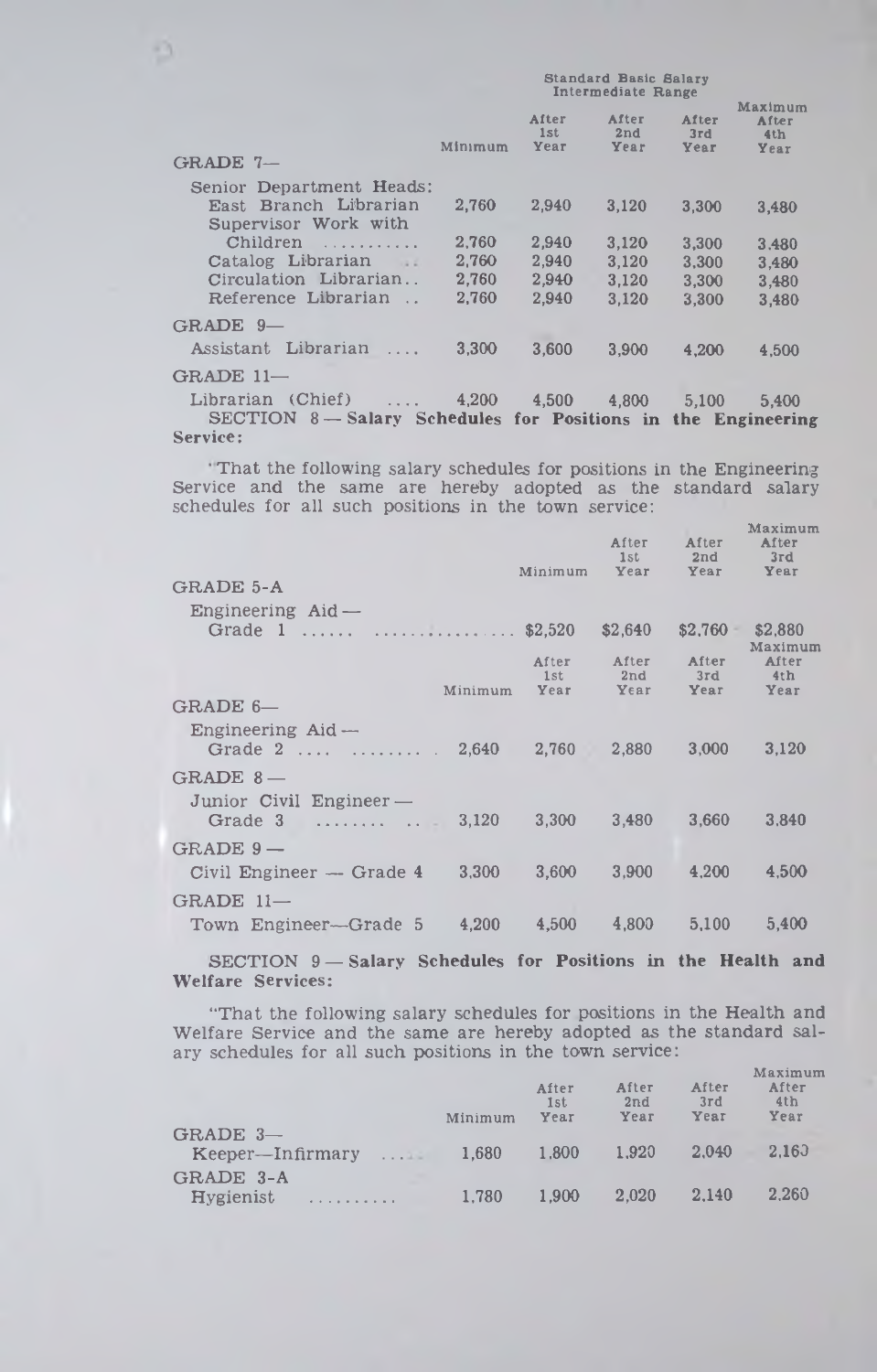| | Minimum | Standard Basic Salary Intermediate Range After 1st Year | After 2nd Year | After 3rd Year | Maximum After 4th Year |
|---|---|---|---|---|---|
| GRADE 7— | | | | | |
| Senior Department Heads: | | | | | |
| East Branch Librarian | 2,760 | 2,940 | 3,120 | 3,300 | 3,480 |
| Supervisor Work with Children | 2,760 | 2,940 | 3,120 | 3,300 | 3,480 |
| Catalog Librarian | 2,760 | 2,940 | 3,120 | 3,300 | 3,480 |
| Circulation Librarian | 2,760 | 2,940 | 3,120 | 3,300 | 3,480 |
| Reference Librarian | 2,760 | 2,940 | 3,120 | 3,300 | 3,480 |
| GRADE 9— | | | | | |
| Assistant Librarian | 3,300 | 3,600 | 3,900 | 4,200 | 4,500 |
| GRADE 11— | | | | | |
| Librarian (Chief) | 4,200 | 4,500 | 4,800 | 5,100 | 5,400 |

SECTION 8 — **Salary Schedules for Positions in the Engineering Service:**

"That the following salary schedules for positions in the Engineering Service and the same are hereby adopted as the standard salary schedules for all such positions in the town service:

| | Minimum | After 1st Year | After 2nd Year | Maximum After 3rd Year |
|---|---|---|---|---|
| GRADE 5-A | | | | |
| Engineering Aid — Grade 1 | $2,520 | $2,640 | $2,760 | $2,880 |

| | Minimum | After 1st Year | After 2nd Year | After 3rd Year | Maximum After 4th Year |
|---|---|---|---|---|---|
| GRADE 6— | | | | | |
| Engineering Aid — Grade 2 | 2,640 | 2,760 | 2,880 | 3,000 | 3,120 |
| GRADE 8 — | | | | | |
| Junior Civil Engineer — Grade 3 | 3,120 | 3,300 | 3,480 | 3,660 | 3,840 |
| GRADE 9 — | | | | | |
| Civil Engineer — Grade 4 | 3,300 | 3,600 | 3,900 | 4,200 | 4,500 |
| GRADE 11— | | | | | |
| Town Engineer—Grade 5 | 4,200 | 4,500 | 4,800 | 5,100 | 5,400 |

SECTION 9 — **Salary Schedules for Positions in the Health and Welfare Services:**

"That the following salary schedules for positions in the Health and Welfare Service and the same are hereby adopted as the standard salary schedules for all such positions in the town service:

| | Minimum | After 1st Year | After 2nd Year | After 3rd Year | Maximum After 4th Year |
|---|---|---|---|---|---|
| GRADE 3— | | | | | |
| Keeper—Infirmary | 1,680 | 1,800 | 1,920 | 2,040 | 2,160 |
| GRADE 3-A | | | | | |
| Hygienist | 1,780 | 1,900 | 2,020 | 2,140 | 2,260 |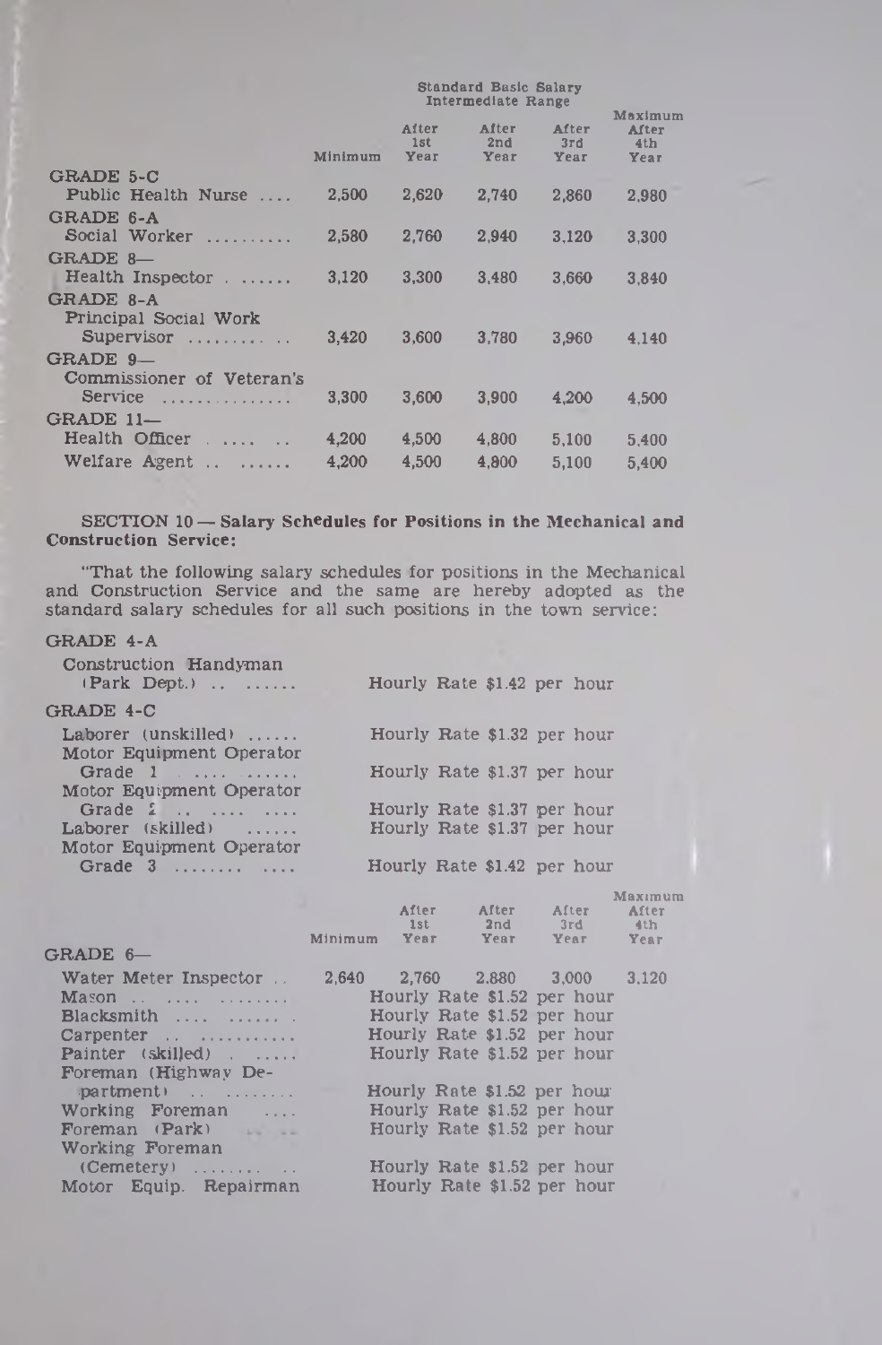| | Minimum | Standard Basic Salary Intermediate Range After 1st Year | After 2nd Year | After 3rd Year | Maximum After 4th Year |
|---|---|---|---|---|---|
| **GRADE 5-C** | | | | | |
| Public Health Nurse | 2,500 | 2,620 | 2,740 | 2,860 | 2,980 |
| **GRADE 6-A** | | | | | |
| Social Worker | 2,580 | 2,760 | 2,940 | 3,120 | 3,300 |
| **GRADE 8—** | | | | | |
| Health Inspector | 3,120 | 3,300 | 3,480 | 3,660 | 3,840 |
| **GRADE 8-A** | | | | | |
| Principal Social Work Supervisor | 3,420 | 3,600 | 3,780 | 3,960 | 4,140 |
| **GRADE 9—** | | | | | |
| Commissioner of Veteran's Service | 3,300 | 3,600 | 3,900 | 4,200 | 4,500 |
| **GRADE 11—** | | | | | |
| Health Officer | 4,200 | 4,500 | 4,800 | 5,100 | 5,400 |
| Welfare Agent | 4,200 | 4,500 | 4,800 | 5,100 | 5,400 |

**SECTION 10 — Salary Schedules for Positions in the Mechanical and Construction Service:**

"That the following salary schedules for positions in the Mechanical and Construction Service and the same are hereby adopted as the standard salary schedules for all such positions in the town service:

**GRADE 4-A**

| | |
|---|---|
| Construction Handyman (Park Dept.) | Hourly Rate $1.42 per hour |

**GRADE 4-C**

| | |
|---|---|
| Laborer (unskilled) | Hourly Rate $1.32 per hour |
| Motor Equipment Operator Grade 1 | Hourly Rate $1.37 per hour |
| Motor Equipment Operator Grade 2 | Hourly Rate $1.37 per hour |
| Laborer (skilled) | Hourly Rate $1.37 per hour |
| Motor Equipment Operator Grade 3 | Hourly Rate $1.42 per hour |

| | Minimum | After 1st Year | After 2nd Year | After 3rd Year | Maximum After 4th Year |
|---|---|---|---|---|---|
| **GRADE 6—** | | | | | |
| Water Meter Inspector | 2,640 | 2,760 | 2,880 | 3,000 | 3,120 |
| Mason | Hourly Rate $1.52 per hour | | | | |
| Blacksmith | Hourly Rate $1.52 per hour | | | | |
| Carpenter | Hourly Rate $1.52 per hour | | | | |
| Painter (skilled) | Hourly Rate $1.52 per hour | | | | |
| Foreman (Highway Department) | Hourly Rate $1.52 per hour | | | | |
| Working Foreman | Hourly Rate $1.52 per hour | | | | |
| Foreman (Park) | Hourly Rate $1.52 per hour | | | | |
| Working Foreman (Cemetery) | Hourly Rate $1.52 per hour | | | | |
| Motor Equip. Repairman | Hourly Rate $1.52 per hour | | | | |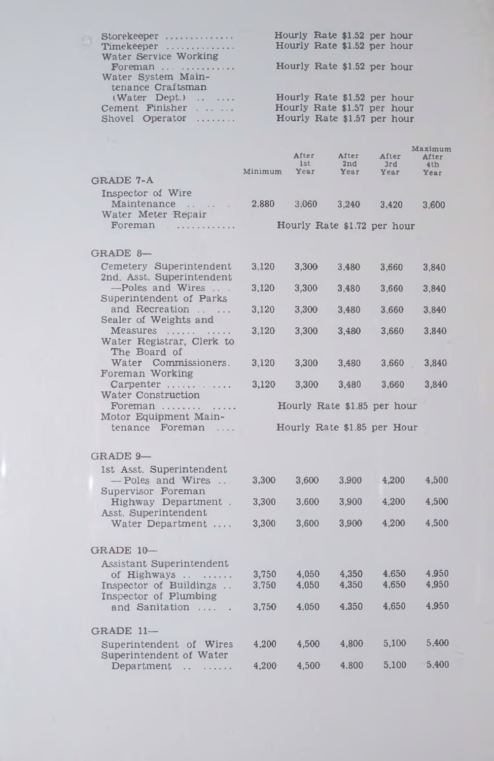| | | | | | |
|---|---|---|---|---|---|
| Storekeeper | Hourly Rate $1.52 per hour | | | | |
| Timekeeper | Hourly Rate $1.52 per hour | | | | |
| Water Service Working Foreman | Hourly Rate $1.52 per hour | | | | |
| Water System Maintenance Craftsman (Water Dept.) | Hourly Rate $1.52 per hour | | | | |
| Cement Finisher | Hourly Rate $1.57 per hour | | | | |
| Shovel Operator | Hourly Rate $1.57 per hour | | | | |

| | Minimum | After 1st Year | After 2nd Year | After 3rd Year | Maximum After 4th Year |
|---|---|---|---|---|---|
| **GRADE 7-A** | | | | | |
| Inspector of Wire Maintenance | 2,880 | 3,060 | 3,240 | 3,420 | 3,600 |
| Water Meter Repair Foreman | Hourly Rate $1.72 per hour | | | | |
| **GRADE 8—** | | | | | |
| Cemetery Superintendent | 3,120 | 3,300 | 3,480 | 3,660 | 3,840 |
| 2nd. Asst. Superintendent —Poles and Wires | 3,120 | 3,300 | 3,480 | 3,660 | 3,840 |
| Superintendent of Parks and Recreation | 3,120 | 3,300 | 3,480 | 3,660 | 3,840 |
| Sealer of Weights and Measures | 3,120 | 3,300 | 3,480 | 3,660 | 3,840 |
| Water Registrar, Clerk to The Board of Water Commissioners. | 3,120 | 3,300 | 3,480 | 3,660 | 3,840 |
| Foreman Working Carpenter | 3,120 | 3,300 | 3,480 | 3,660 | 3,840 |
| Water Construction Foreman | Hourly Rate $1.85 per hour | | | | |
| Motor Equipment Maintenance Foreman | Hourly Rate $1.85 per Hour | | | | |
| **GRADE 9—** | | | | | |
| 1st Asst. Superintendent — Poles and Wires | 3,300 | 3,600 | 3,900 | 4,200 | 4,500 |
| Supervisor Foreman Highway Department | 3,300 | 3,600 | 3,900 | 4,200 | 4,500 |
| Asst. Superintendent Water Department | 3,300 | 3,600 | 3,900 | 4,200 | 4,500 |
| **GRADE 10—** | | | | | |
| Assistant Superintendent of Highways | 3,750 | 4,050 | 4,350 | 4,650 | 4,950 |
| Inspector of Buildings | 3,750 | 4,050 | 4,350 | 4,650 | 4,950 |
| Inspector of Plumbing and Sanitation | 3,750 | 4,050 | 4,350 | 4,650 | 4,950 |
| **GRADE 11—** | | | | | |
| Superintendent of Wires | 4,200 | 4,500 | 4,800 | 5,100 | 5,400 |
| Superintendent of Water Department | 4,200 | 4,500 | 4,800 | 5,100 | 5,400 |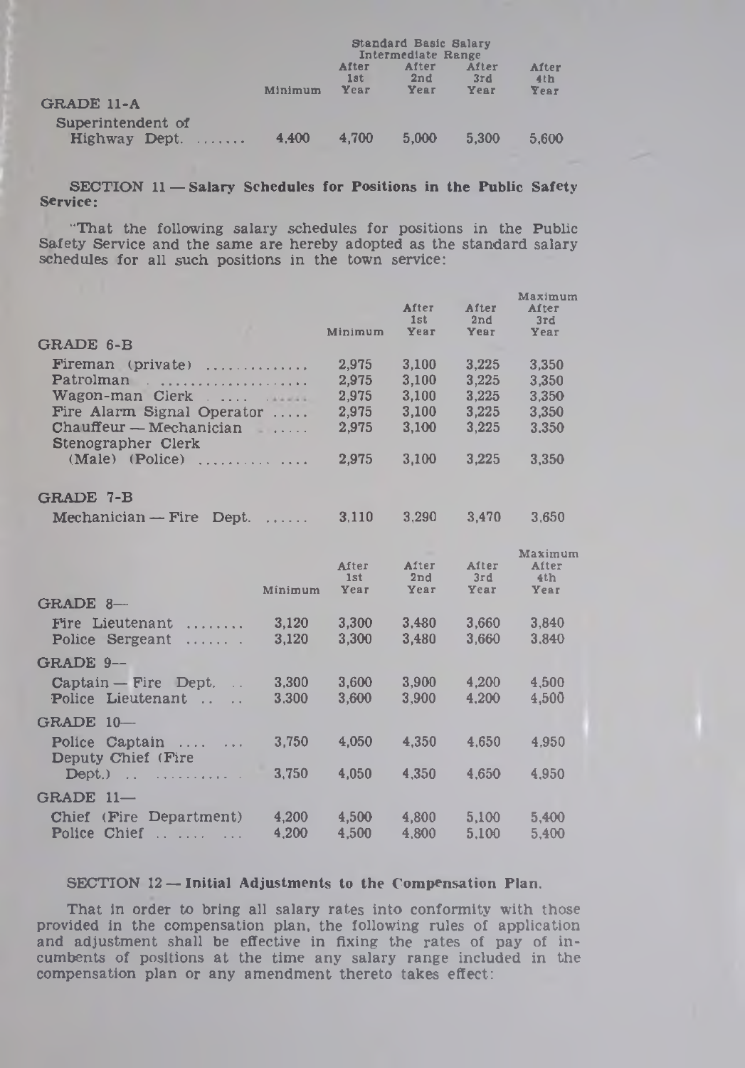| | Standard Basic Salary | | | | |
|---|---|---|---|---|---|
| | | Intermediate Range | | | |
| | Minimum | After 1st Year | After 2nd Year | After 3rd Year | After 4th Year |
| **GRADE 11-A** | | | | | |
| Superintendent of Highway Dept. ....... | 4,400 | 4,700 | 5,000 | 5,300 | 5,600 |

**SECTION 11 — Salary Schedules for Positions in the Public Safety Service:**

"That the following salary schedules for positions in the Public Safety Service and the same are hereby adopted as the standard salary schedules for all such positions in the town service:

| | Minimum | After 1st Year | After 2nd Year | Maximum After 3rd Year |
|---|---|---|---|---|
| **GRADE 6-B** | | | | |
| Fireman (private) .............. | 2,975 | 3,100 | 3,225 | 3,350 |
| Patrolman .................... | 2,975 | 3,100 | 3,225 | 3,350 |
| Wagon-man Clerk .... ...... | 2,975 | 3,100 | 3,225 | 3,350 |
| Fire Alarm Signal Operator ..... | 2,975 | 3,100 | 3,225 | 3,350 |
| Chauffeur — Mechanician ..... | 2,975 | 3,100 | 3,225 | 3,350 |
| Stenographer Clerk (Male) (Police) .......... .... | 2,975 | 3,100 | 3,225 | 3,350 |
| **GRADE 7-B** | | | | |
| Mechanician — Fire Dept. ...... | 3,110 | 3,290 | 3,470 | 3,650 |

| | Minimum | After 1st Year | After 2nd Year | After 3rd Year | Maximum After 4th Year |
|---|---|---|---|---|---|
| **GRADE 8—** | | | | | |
| Fire Lieutenant ........ | 3,120 | 3,300 | 3,480 | 3,660 | 3,840 |
| Police Sergeant ...... . | 3,120 | 3,300 | 3,480 | 3,660 | 3,840 |
| **GRADE 9—** | | | | | |
| Captain — Fire Dept. .. | 3,300 | 3,600 | 3,900 | 4,200 | 4,500 |
| Police Lieutenant .. .. | 3,300 | 3,600 | 3,900 | 4,200 | 4,500 |
| **GRADE 10—** | | | | | |
| Police Captain .... ... | 3,750 | 4,050 | 4,350 | 4,650 | 4,950 |
| Deputy Chief (Fire Dept.) .. .......... . | 3,750 | 4,050 | 4,350 | 4,650 | 4,950 |
| **GRADE 11—** | | | | | |
| Chief (Fire Department) | 4,200 | 4,500 | 4,800 | 5,100 | 5,400 |
| Police Chief .. .... ... | 4,200 | 4,500 | 4,800 | 5,100 | 5,400 |

**SECTION 12 — Initial Adjustments to the Compensation Plan.**

That in order to bring all salary rates into conformity with those provided in the compensation plan, the following rules of application and adjustment shall be effective in fixing the rates of pay of incumbents of positions at the time any salary range included in the compensation plan or any amendment thereto takes effect: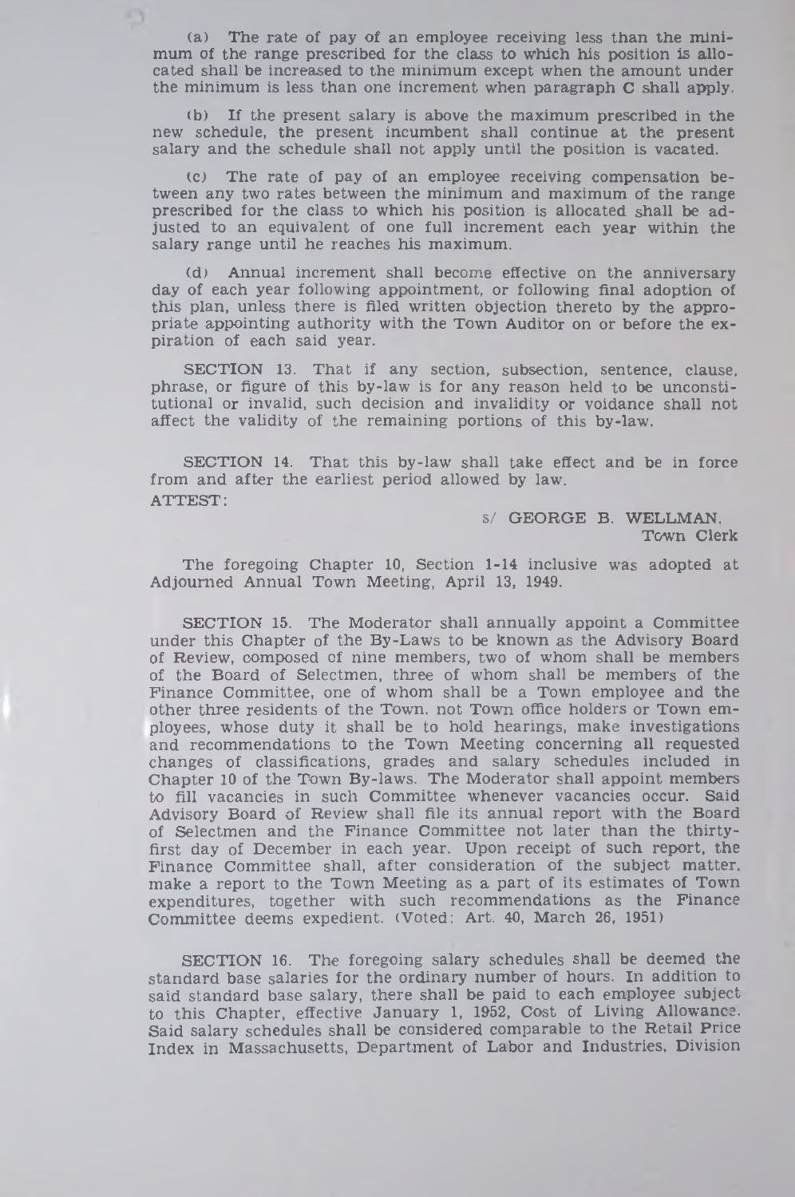(a) The rate of pay of an employee receiving less than the minimum of the range prescribed for the class to which his position is allocated shall be increased to the minimum except when the amount under the minimum is less than one increment when paragraph C shall apply.

(b) If the present salary is above the maximum prescribed in the new schedule, the present incumbent shall continue at the present salary and the schedule shall not apply until the position is vacated.

(c) The rate of pay of an employee receiving compensation between any two rates between the minimum and maximum of the range prescribed for the class to which his position is allocated shall be adjusted to an equivalent of one full increment each year within the salary range until he reaches his maximum.

(d) Annual increment shall become effective on the anniversary day of each year following appointment, or following final adoption of this plan, unless there is filed written objection thereto by the appropriate appointing authority with the Town Auditor on or before the expiration of each said year.

SECTION 13. That if any section, subsection, sentence, clause, phrase, or figure of this by-law is for any reason held to be unconstitutional or invalid, such decision and invalidity or voidance shall not affect the validity of the remaining portions of this by-law.

SECTION 14. That this by-law shall take effect and be in force from and after the earliest period allowed by law.

ATTEST:

s/ GEORGE B. WELLMAN,
Town Clerk

The foregoing Chapter 10, Section 1-14 inclusive was adopted at Adjourned Annual Town Meeting, April 13, 1949.

SECTION 15. The Moderator shall annually appoint a Committee under this Chapter of the By-Laws to be known as the Advisory Board of Review, composed of nine members, two of whom shall be members of the Board of Selectmen, three of whom shall be members of the Finance Committee, one of whom shall be a Town employee and the other three residents of the Town, not Town office holders or Town employees, whose duty it shall be to hold hearings, make investigations and recommendations to the Town Meeting concerning all requested changes of classifications, grades and salary schedules included in Chapter 10 of the Town By-laws. The Moderator shall appoint members to fill vacancies in such Committee whenever vacancies occur. Said Advisory Board of Review shall file its annual report with the Board of Selectmen and the Finance Committee not later than the thirty-first day of December in each year. Upon receipt of such report, the Finance Committee shall, after consideration of the subject matter, make a report to the Town Meeting as a part of its estimates of Town expenditures, together with such recommendations as the Finance Committee deems expedient. (Voted: Art. 40, March 26, 1951)

SECTION 16. The foregoing salary schedules shall be deemed the standard base salaries for the ordinary number of hours. In addition to said standard base salary, there shall be paid to each employee subject to this Chapter, effective January 1, 1952, Cost of Living Allowance. Said salary schedules shall be considered comparable to the Retail Price Index in Massachusetts, Department of Labor and Industries, Division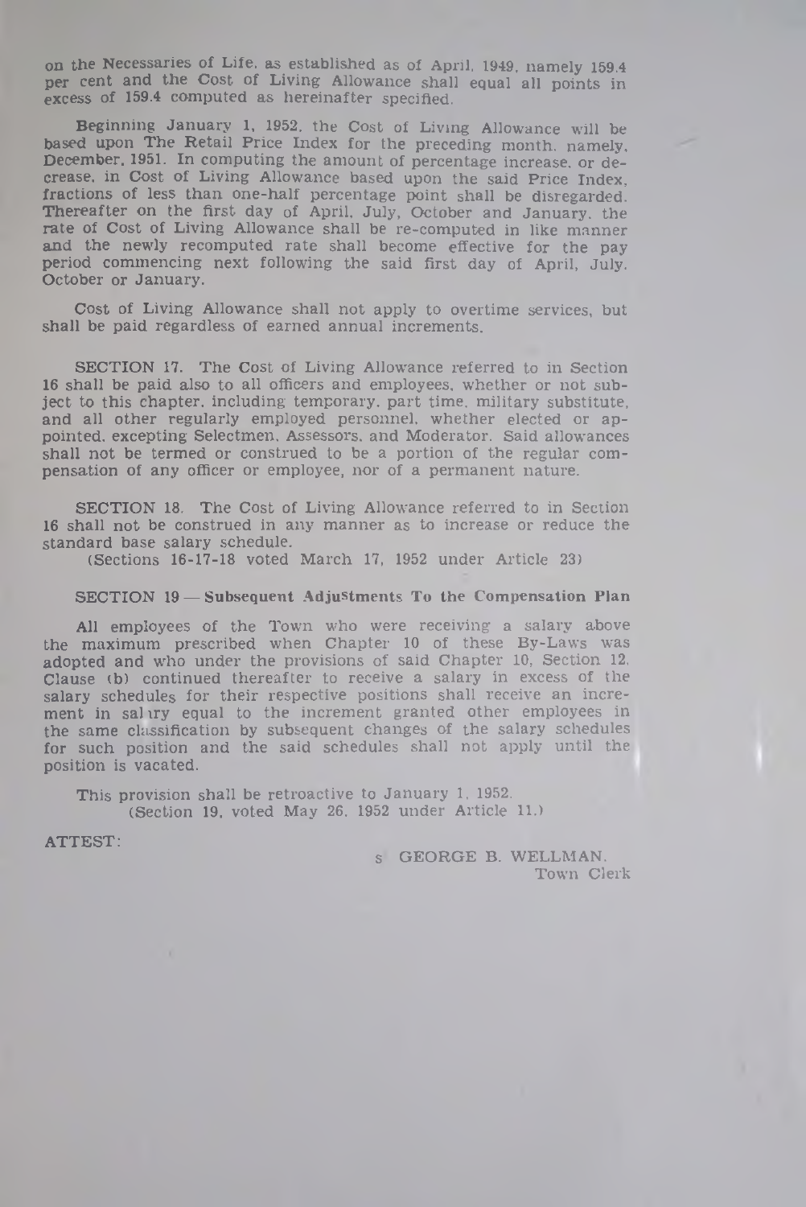on the Necessaries of Life, as established as of April, 1949, namely 159.4 per cent and the Cost of Living Allowance shall equal all points in excess of 159.4 computed as hereinafter specified.

Beginning January 1, 1952, the Cost of Living Allowance will be based upon The Retail Price Index for the preceding month, namely, December, 1951. In computing the amount of percentage increase, or decrease, in Cost of Living Allowance based upon the said Price Index, fractions of less than one-half percentage point shall be disregarded. Thereafter on the first day of April, July, October and January, the rate of Cost of Living Allowance shall be re-computed in like manner and the newly recomputed rate shall become effective for the pay period commencing next following the said first day of April, July, October or January.

Cost of Living Allowance shall not apply to overtime services, but shall be paid regardless of earned annual increments.

SECTION 17. The Cost of Living Allowance referred to in Section 16 shall be paid also to all officers and employees, whether or not subject to this chapter, including temporary, part time, military substitute, and all other regularly employed personnel, whether elected or appointed, excepting Selectmen, Assessors, and Moderator. Said allowances shall not be termed or construed to be a portion of the regular compensation of any officer or employee, nor of a permanent nature.

SECTION 18. The Cost of Living Allowance referred to in Section 16 shall not be construed in any manner as to increase or reduce the standard base salary schedule.

(Sections 16-17-18 voted March 17, 1952 under Article 23)

SECTION 19 — **Subsequent Adjustments To the Compensation Plan**

All employees of the Town who were receiving a salary above the maximum prescribed when Chapter 10 of these By-Laws was adopted and who under the provisions of said Chapter 10, Section 12, Clause (b) continued thereafter to receive a salary in excess of the salary schedules for their respective positions shall receive an increment in salary equal to the increment granted other employees in the same classification by subsequent changes of the salary schedules for such position and the said schedules shall not apply until the position is vacated.

This provision shall be retroactive to January 1, 1952.

(Section 19, voted May 26, 1952 under Article 11.)

ATTEST:

s/ GEORGE B. WELLMAN,
Town Clerk